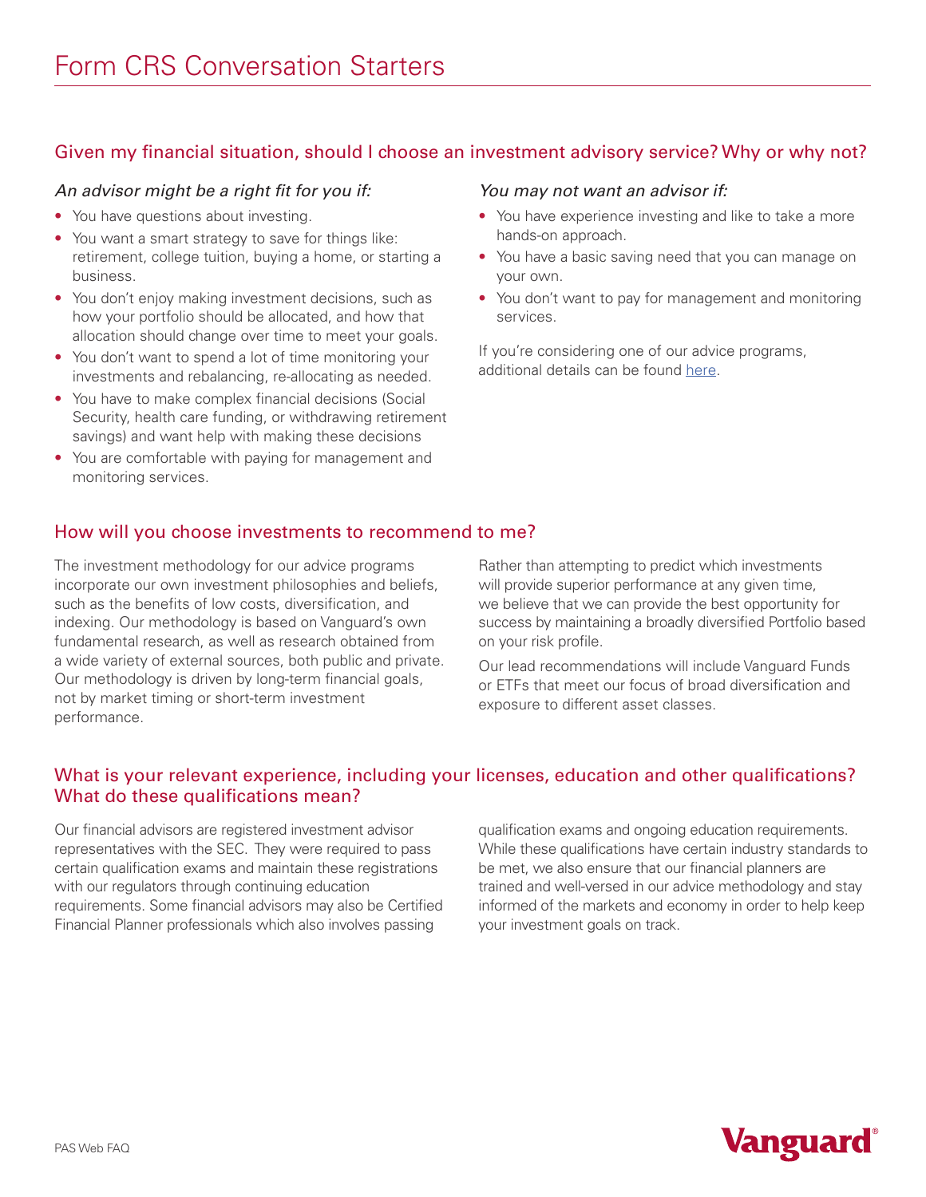# Form CRS Conversation Starters

## Given my financial situation, should I choose an investment advisory service? Why or why not?

*An advisor might be a right fit for you if:*

- You have questions about investing.
- You want a smart strategy to save for things like: retirement, college tuition, buying a home, or starting a business.
- You don't enjoy making investment decisions, such as how your portfolio should be allocated, and how that allocation should change over time to meet your goals.
- You don't want to spend a lot of time monitoring your investments and rebalancing, re-allocating as needed.
- You have to make complex financial decisions (Social Security, health care funding, or withdrawing retirement savings) and want help with making these decisions
- You are comfortable with paying for management and monitoring services.

*You may not want an advisor if:*

- You have experience investing and like to take a more hands-on approach.
- You have a basic saving need that you can manage on your own.
- You don't want to pay for management and monitoring services.

If you're considering one of our advice programs, additional details can be found here.

## How will you choose investments to recommend to me?

The investment methodology for our advice programs incorporate our own investment philosophies and beliefs, such as the benefits of low costs, diversification, and indexing. Our methodology is based on Vanguard's own fundamental research, as well as research obtained from a wide variety of external sources, both public and private. Our methodology is driven by long-term financial goals, not by market timing or short-term investment performance.

Rather than attempting to predict which investments will provide superior performance at any given time, we believe that we can provide the best opportunity for success by maintaining a broadly diversified Portfolio based on your risk profile.

Our lead recommendations will include Vanguard Funds or ETFs that meet our focus of broad diversification and exposure to different asset classes.

## What is your relevant experience, including your licenses, education and other qualifications? What do these qualifications mean?

Our financial advisors are registered investment advisor representatives with the SEC. They were required to pass certain qualification exams and maintain these registrations with our regulators through continuing education requirements. Some financial advisors may also be Certified Financial Planner professionals which also involves passing qualification exams and ongoing education requirements. While these qualifications have certain industry standards to be met, we also ensure that our financial planners are trained and well-versed in our advice methodology and stay informed of the markets and economy in order to help keep your investment goals on track.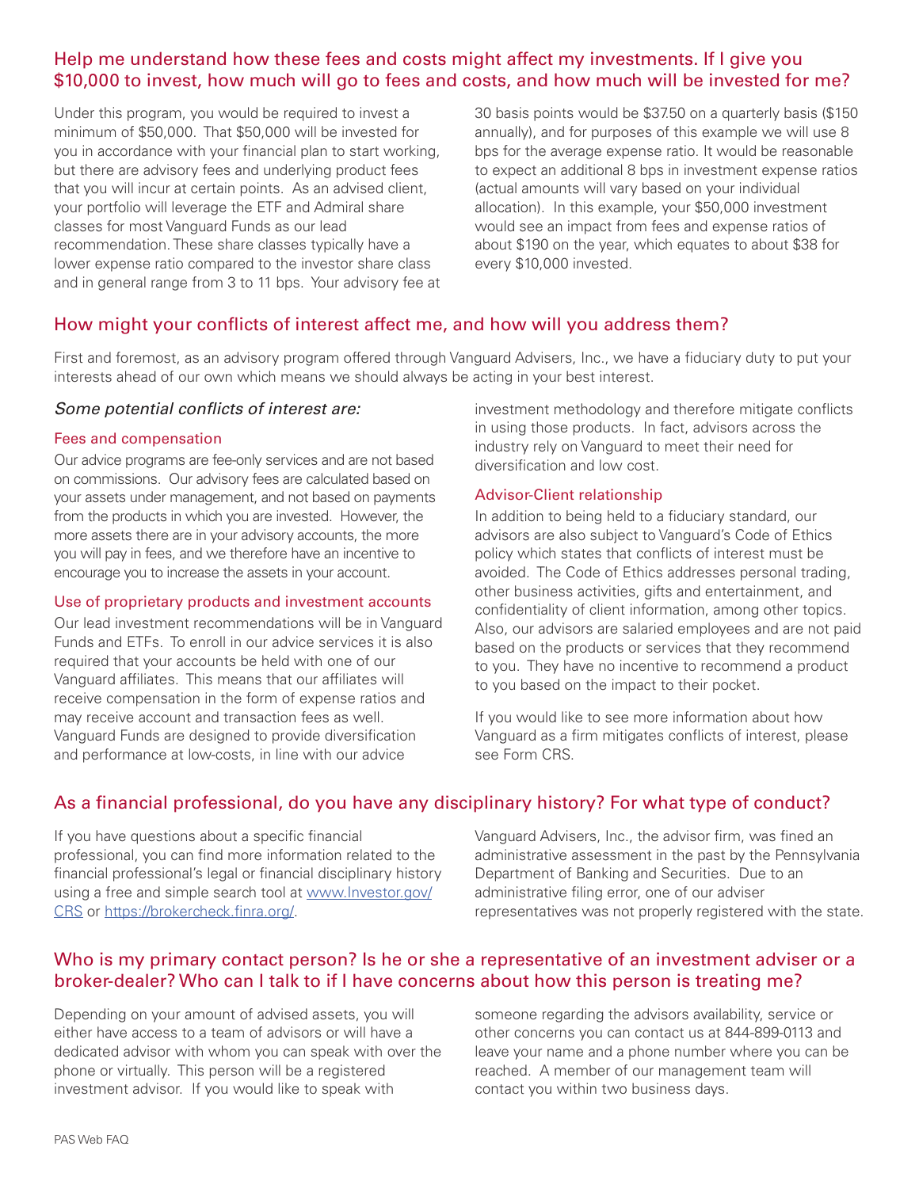## Help me understand how these fees and costs might affect my investments. If I give you $10,000 to invest, how much will go to fees and costs, and how much will be invested for me?

Under this program, you would be required to invest a minimum of $50,000. That $50,000 will be invested for you in accordance with your financial plan to start working, but there are advisory fees and underlying product fees that you will incur at certain points. As an advised client, your portfolio will leverage the ETF and Admiral share classes for most Vanguard Funds as our lead recommendation. These share classes typically have a lower expense ratio compared to the investor share class and in general range from 3 to 11 bps. Your advisory fee at 30 basis points would be $37.50 on a quarterly basis ($150 annually), and for purposes of this example we will use 8 bps for the average expense ratio. It would be reasonable to expect an additional 8 bps in investment expense ratios (actual amounts will vary based on your individual allocation). In this example, your $50,000 investment would see an impact from fees and expense ratios of about $190 on the year, which equates to about $38 for every $10,000 invested.

## How might your conflicts of interest affect me, and how will you address them?

First and foremost, as an advisory program offered through Vanguard Advisers, Inc., we have a fiduciary duty to put your interests ahead of our own which means we should always be acting in your best interest.

*Some potential conflicts of interest are:*

### Fees and compensation

Our advice programs are fee-only services and are not based on commissions. Our advisory fees are calculated based on your assets under management, and not based on payments from the products in which you are invested. However, the more assets there are in your advisory accounts, the more you will pay in fees, and we therefore have an incentive to encourage you to increase the assets in your account.

### Use of proprietary products and investment accounts

Our lead investment recommendations will be in Vanguard Funds and ETFs. To enroll in our advice services it is also required that your accounts be held with one of our Vanguard affiliates. This means that our affiliates will receive compensation in the form of expense ratios and may receive account and transaction fees as well. Vanguard Funds are designed to provide diversification and performance at low-costs, in line with our advice investment methodology and therefore mitigate conflicts in using those products. In fact, advisors across the industry rely on Vanguard to meet their need for diversification and low cost.

### Advisor-Client relationship

In addition to being held to a fiduciary standard, our advisors are also subject to Vanguard's Code of Ethics policy which states that conflicts of interest must be avoided. The Code of Ethics addresses personal trading, other business activities, gifts and entertainment, and confidentiality of client information, among other topics. Also, our advisors are salaried employees and are not paid based on the products or services that they recommend to you. They have no incentive to recommend a product to you based on the impact to their pocket.

If you would like to see more information about how Vanguard as a firm mitigates conflicts of interest, please see Form CRS.

## As a financial professional, do you have any disciplinary history? For what type of conduct?

If you have questions about a specific financial professional, you can find more information related to the financial professional's legal or financial disciplinary history using a free and simple search tool at www.Investor.gov/CRS or https://brokercheck.finra.org/.

Vanguard Advisers, Inc., the advisor firm, was fined an administrative assessment in the past by the Pennsylvania Department of Banking and Securities. Due to an administrative filing error, one of our adviser representatives was not properly registered with the state.

## Who is my primary contact person? Is he or she a representative of an investment adviser or a broker-dealer? Who can I talk to if I have concerns about how this person is treating me?

Depending on your amount of advised assets, you will either have access to a team of advisors or will have a dedicated advisor with whom you can speak with over the phone or virtually. This person will be a registered investment advisor. If you would like to speak with someone regarding the advisors availability, service or other concerns you can contact us at 844-899-0113 and leave your name and a phone number where you can be reached. A member of our management team will contact you within two business days.